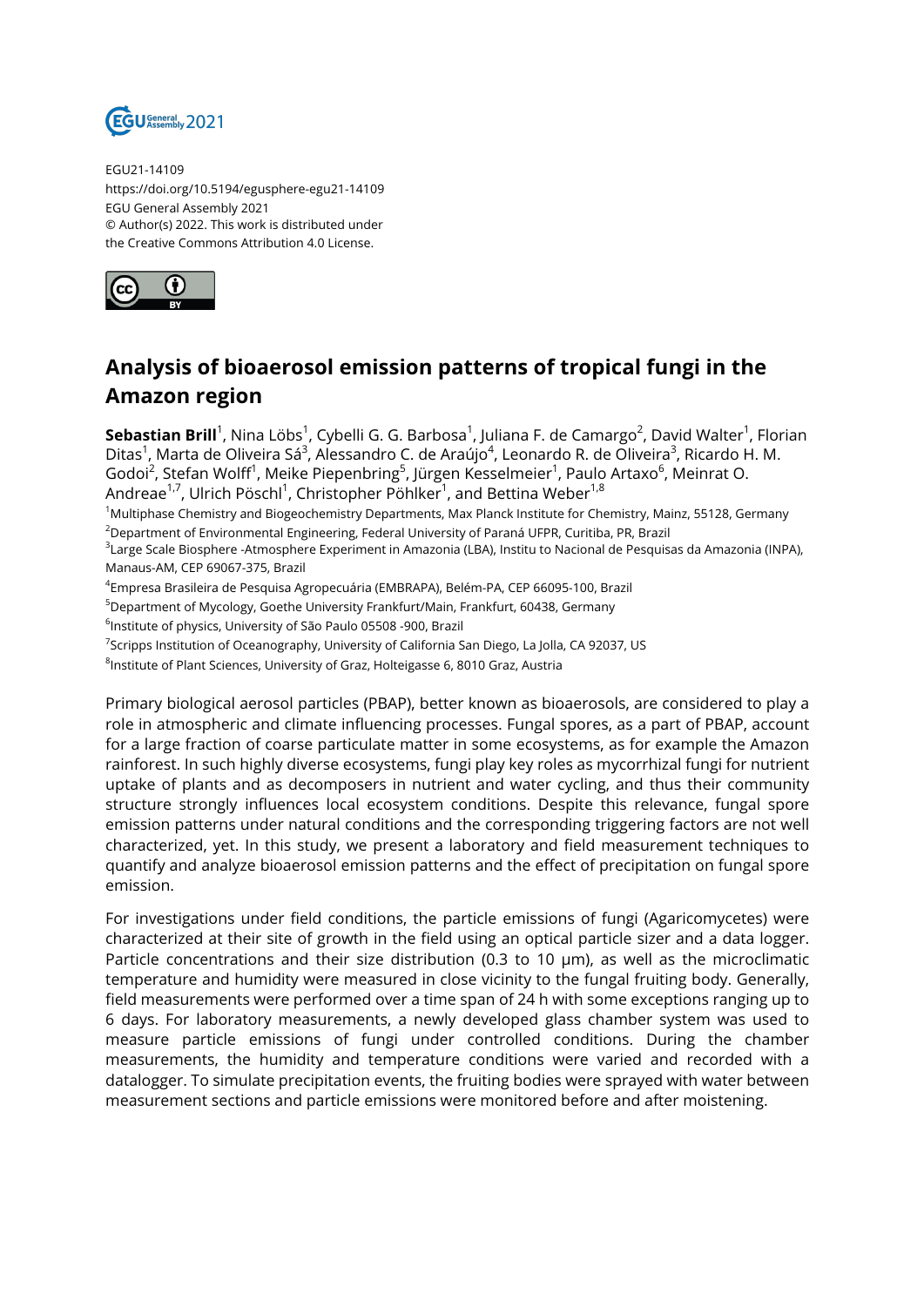EGU21-14109
https://doi.org/10.5194/egusphere-egu21-14109
EGU General Assembly 2021
© Author(s) 2022. This work is distributed under the Creative Commons Attribution 4.0 License.

# Analysis of bioaerosol emission patterns of tropical fungi in the Amazon region

**Sebastian Brill**[1], Nina Löbs[1], Cybelli G. G. Barbosa[1], Juliana F. de Camargo[2], David Walter[1], Florian Ditas[1], Marta de Oliveira Sá[3], Alessandro C. de Araújo[4], Leonardo R. de Oliveira[3], Ricardo H. M. Godoi[2], Stefan Wolff[1], Meike Piepenbring[5], Jürgen Kesselmeier[1], Paulo Artaxo[6], Meinrat O. Andreae[1,7], Ulrich Pöschl[1], Christopher Pöhlker[1], and Bettina Weber[1,8]

[1]Multiphase Chemistry and Biogeochemistry Departments, Max Planck Institute for Chemistry, Mainz, 55128, Germany
[2]Department of Environmental Engineering, Federal University of Paraná UFPR, Curitiba, PR, Brazil
[3]Large Scale Biosphere -Atmosphere Experiment in Amazonia (LBA), Institu to Nacional de Pesquisas da Amazonia (INPA), Manaus-AM, CEP 69067-375, Brazil
[4]Empresa Brasileira de Pesquisa Agropecuária (EMBRAPA), Belém-PA, CEP 66095-100, Brazil
[5]Department of Mycology, Goethe University Frankfurt/Main, Frankfurt, 60438, Germany
[6]Institute of physics, University of São Paulo 05508 -900, Brazil
[7]Scripps Institution of Oceanography, University of California San Diego, La Jolla, CA 92037, US
[8]Institute of Plant Sciences, University of Graz, Holteigasse 6, 8010 Graz, Austria

Primary biological aerosol particles (PBAP), better known as bioaerosols, are considered to play a role in atmospheric and climate influencing processes. Fungal spores, as a part of PBAP, account for a large fraction of coarse particulate matter in some ecosystems, as for example the Amazon rainforest. In such highly diverse ecosystems, fungi play key roles as mycorrhizal fungi for nutrient uptake of plants and as decomposers in nutrient and water cycling, and thus their community structure strongly influences local ecosystem conditions. Despite this relevance, fungal spore emission patterns under natural conditions and the corresponding triggering factors are not well characterized, yet. In this study, we present a laboratory and field measurement techniques to quantify and analyze bioaerosol emission patterns and the effect of precipitation on fungal spore emission.

For investigations under field conditions, the particle emissions of fungi (Agaricomycetes) were characterized at their site of growth in the field using an optical particle sizer and a data logger. Particle concentrations and their size distribution (0.3 to 10 µm), as well as the microclimatic temperature and humidity were measured in close vicinity to the fungal fruiting body. Generally, field measurements were performed over a time span of 24 h with some exceptions ranging up to 6 days. For laboratory measurements, a newly developed glass chamber system was used to measure particle emissions of fungi under controlled conditions. During the chamber measurements, the humidity and temperature conditions were varied and recorded with a datalogger. To simulate precipitation events, the fruiting bodies were sprayed with water between measurement sections and particle emissions were monitored before and after moistening.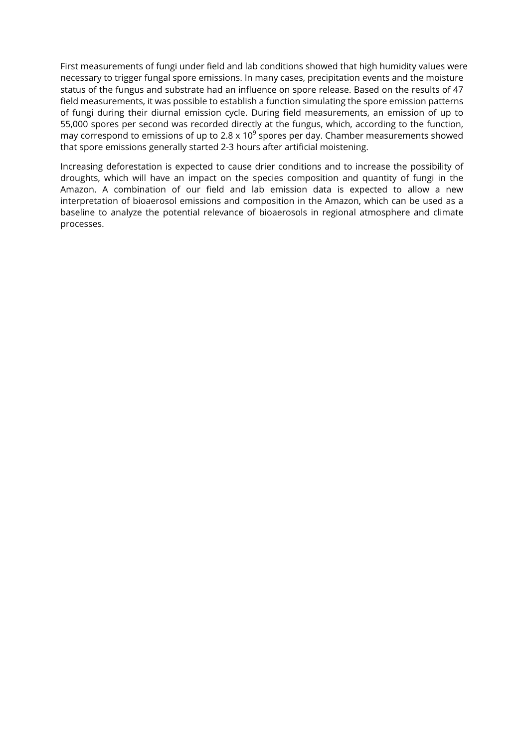First measurements of fungi under field and lab conditions showed that high humidity values were necessary to trigger fungal spore emissions. In many cases, precipitation events and the moisture status of the fungus and substrate had an influence on spore release. Based on the results of 47 field measurements, it was possible to establish a function simulating the spore emission patterns of fungi during their diurnal emission cycle. During field measurements, an emission of up to 55,000 spores per second was recorded directly at the fungus, which, according to the function, may correspond to emissions of up to $2.8 \times 10^9$ spores per day. Chamber measurements showed that spore emissions generally started 2-3 hours after artificial moistening.

Increasing deforestation is expected to cause drier conditions and to increase the possibility of droughts, which will have an impact on the species composition and quantity of fungi in the Amazon. A combination of our field and lab emission data is expected to allow a new interpretation of bioaerosol emissions and composition in the Amazon, which can be used as a baseline to analyze the potential relevance of bioaerosols in regional atmosphere and climate processes.